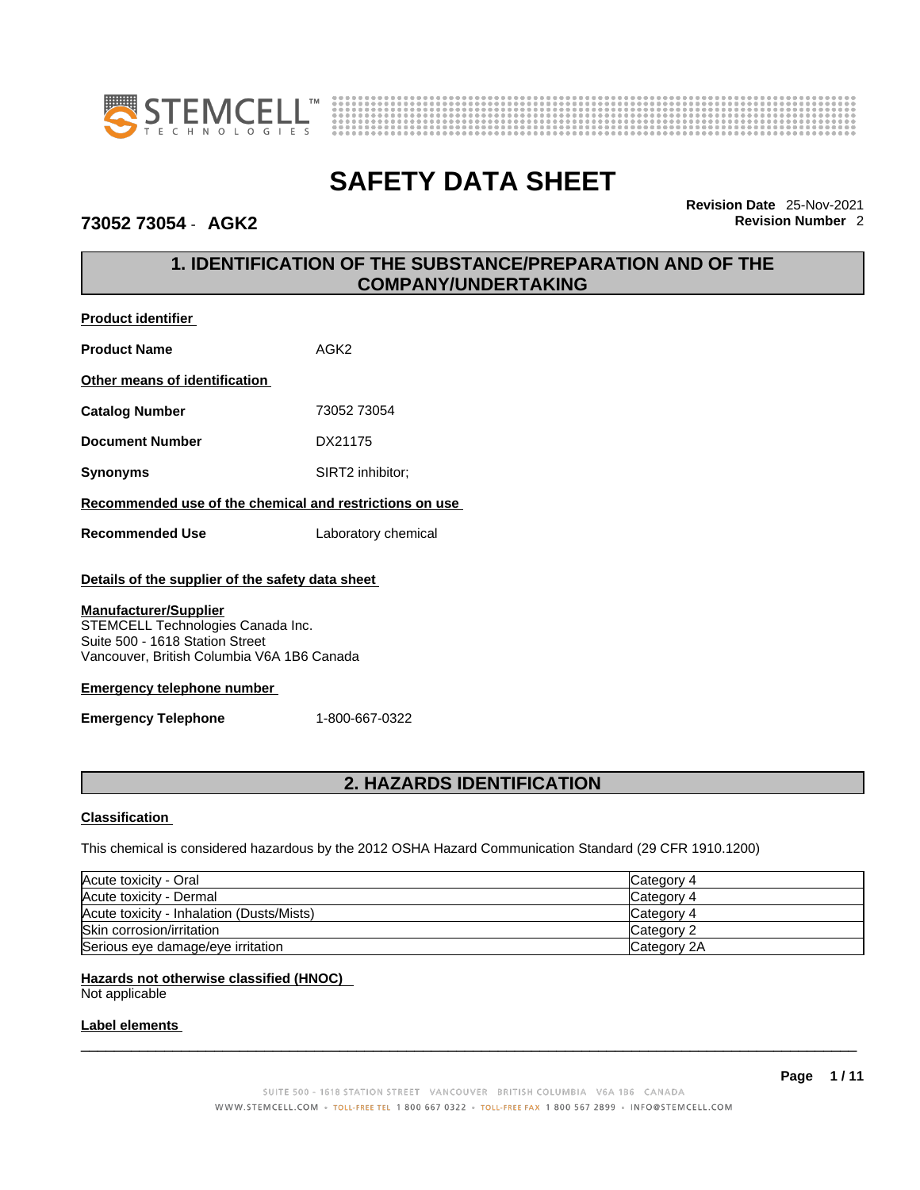# SAFETY DATA SHEET

**73052 73054 - AGK2**

**Revision Date** 25-Nov-2021
**Revision Number** 2

## 1. IDENTIFICATION OF THE SUBSTANCE/PREPARATION AND OF THE COMPANY/UNDERTAKING

**Product identifier**

**Product Name** AGK2

**Other means of identification**

**Catalog Number** 73052 73054

**Document Number** DX21175

**Synonyms** SIRT2 inhibitor;

**Recommended use of the chemical and restrictions on use**

**Recommended Use** Laboratory chemical

**Details of the supplier of the safety data sheet**

**Manufacturer/Supplier**
STEMCELL Technologies Canada Inc.
Suite 500 - 1618 Station Street
Vancouver, British Columbia V6A 1B6 Canada

**Emergency telephone number**

**Emergency Telephone** 1-800-667-0322

## 2. HAZARDS IDENTIFICATION

**Classification**

This chemical is considered hazardous by the 2012 OSHA Hazard Communication Standard (29 CFR 1910.1200)

| Hazard | Category |
|---|---|
| Acute toxicity - Oral | Category 4 |
| Acute toxicity - Dermal | Category 4 |
| Acute toxicity - Inhalation (Dusts/Mists) | Category 4 |
| Skin corrosion/irritation | Category 2 |
| Serious eye damage/eye irritation | Category 2A |

**Hazards not otherwise classified (HNOC)**
Not applicable

**Label elements**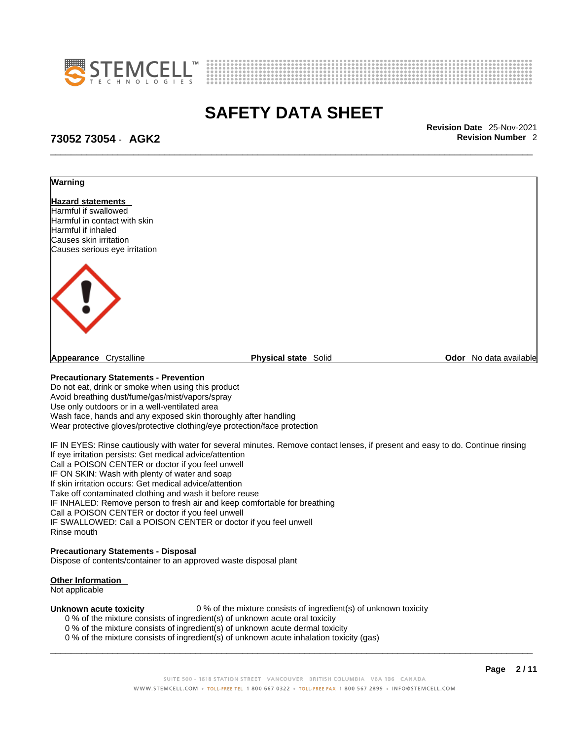**Warning**

**Hazard statements**
Harmful if swallowed
Harmful in contact with skin
Harmful if inhaled
Causes skin irritation
Causes serious eye irritation

**Appearance** Crystalline **Physical state** Solid **Odor** No data available

**Precautionary Statements - Prevention**
Do not eat, drink or smoke when using this product
Avoid breathing dust/fume/gas/mist/vapors/spray
Use only outdoors or in a well-ventilated area
Wash face, hands and any exposed skin thoroughly after handling
Wear protective gloves/protective clothing/eye protection/face protection

IF IN EYES: Rinse cautiously with water for several minutes. Remove contact lenses, if present and easy to do. Continue rinsing
If eye irritation persists: Get medical advice/attention
Call a POISON CENTER or doctor if you feel unwell
IF ON SKIN: Wash with plenty of water and soap
If skin irritation occurs: Get medical advice/attention
Take off contaminated clothing and wash it before reuse
IF INHALED: Remove person to fresh air and keep comfortable for breathing
Call a POISON CENTER or doctor if you feel unwell
IF SWALLOWED: Call a POISON CENTER or doctor if you feel unwell
Rinse mouth

**Precautionary Statements - Disposal**
Dispose of contents/container to an approved waste disposal plant

**Other Information**
Not applicable

**Unknown acute toxicity** 0 % of the mixture consists of ingredient(s) of unknown toxicity
0 % of the mixture consists of ingredient(s) of unknown acute oral toxicity
0 % of the mixture consists of ingredient(s) of unknown acute dermal toxicity
0 % of the mixture consists of ingredient(s) of unknown acute inhalation toxicity (gas)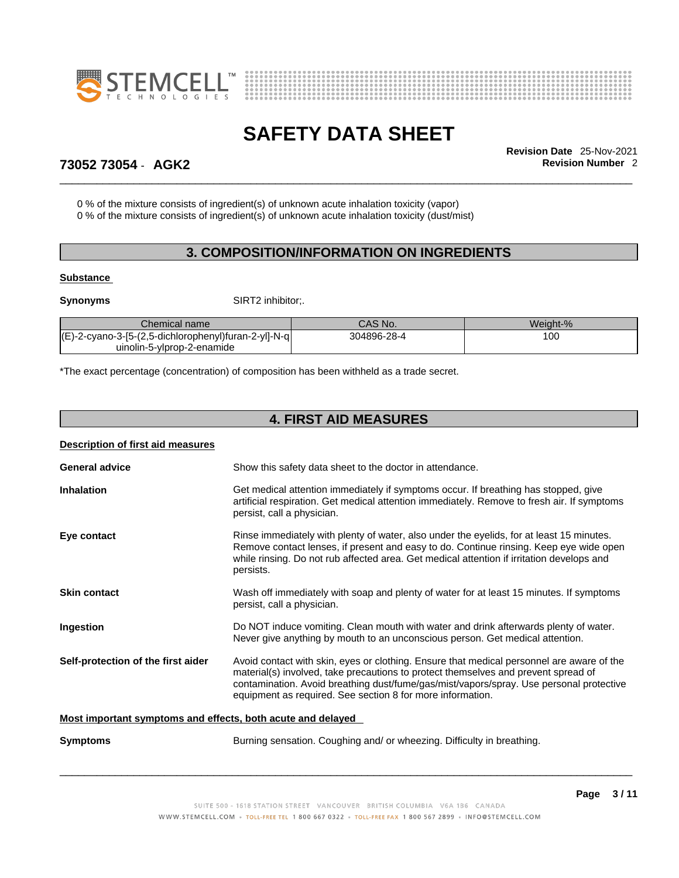0 % of the mixture consists of ingredient(s) of unknown acute inhalation toxicity (vapor)
0 % of the mixture consists of ingredient(s) of unknown acute inhalation toxicity (dust/mist)

## 3. COMPOSITION/INFORMATION ON INGREDIENTS

**Substance**

**Synonyms** SIRT2 inhibitor;.

| Chemical name | CAS No. | Weight-% |
| --- | --- | --- |
| (E)-2-cyano-3-[5-(2,5-dichlorophenyl)furan-2-yl]-N-quinolin-5-ylprop-2-enamide | 304896-28-4 | 100 |

*The exact percentage (concentration) of composition has been withheld as a trade secret.

## 4. FIRST AID MEASURES

**Description of first aid measures**

**General advice** Show this safety data sheet to the doctor in attendance.

**Inhalation** Get medical attention immediately if symptoms occur. If breathing has stopped, give artificial respiration. Get medical attention immediately. Remove to fresh air. If symptoms persist, call a physician.

**Eye contact** Rinse immediately with plenty of water, also under the eyelids, for at least 15 minutes. Remove contact lenses, if present and easy to do. Continue rinsing. Keep eye wide open while rinsing. Do not rub affected area. Get medical attention if irritation develops and persists.

**Skin contact** Wash off immediately with soap and plenty of water for at least 15 minutes. If symptoms persist, call a physician.

**Ingestion** Do NOT induce vomiting. Clean mouth with water and drink afterwards plenty of water. Never give anything by mouth to an unconscious person. Get medical attention.

**Self-protection of the first aider** Avoid contact with skin, eyes or clothing. Ensure that medical personnel are aware of the material(s) involved, take precautions to protect themselves and prevent spread of contamination. Avoid breathing dust/fume/gas/mist/vapors/spray. Use personal protective equipment as required. See section 8 for more information.

**Most important symptoms and effects, both acute and delayed**

**Symptoms** Burning sensation. Coughing and/ or wheezing. Difficulty in breathing.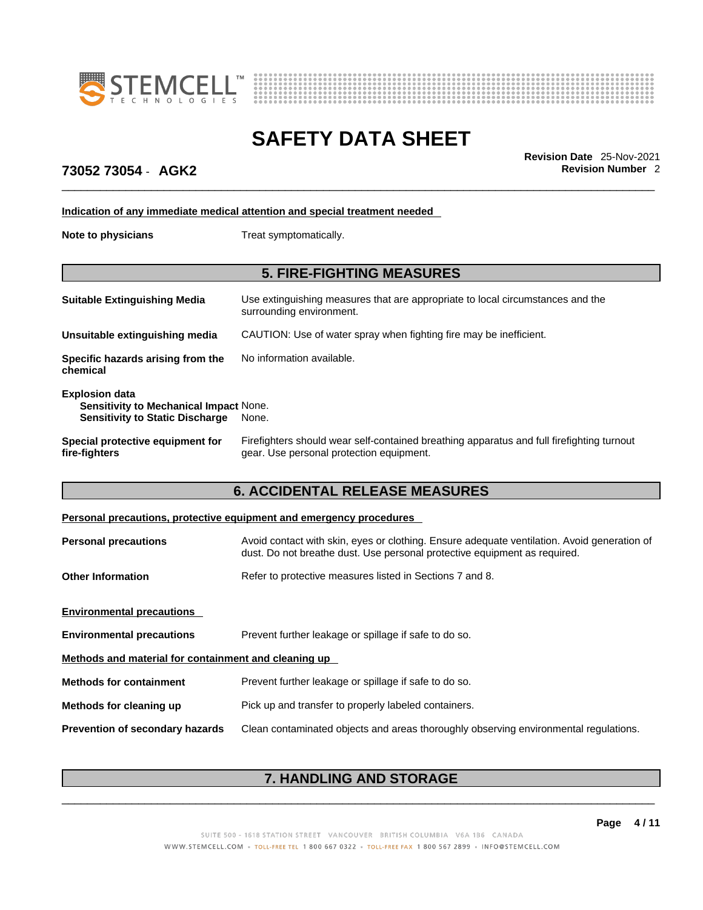**Indication of any immediate medical attention and special treatment needed**

**Note to physicians** Treat symptomatically.

## 5. FIRE-FIGHTING MEASURES

**Suitable Extinguishing Media** Use extinguishing measures that are appropriate to local circumstances and the surrounding environment.

**Unsuitable extinguishing media** CAUTION: Use of water spray when fighting fire may be inefficient.

**Specific hazards arising from the chemical** No information available.

**Explosion data**
**Sensitivity to Mechanical Impact** None.
**Sensitivity to Static Discharge** None.

**Special protective equipment for fire-fighters** Firefighters should wear self-contained breathing apparatus and full firefighting turnout gear. Use personal protection equipment.

## 6. ACCIDENTAL RELEASE MEASURES

**Personal precautions, protective equipment and emergency procedures**

**Personal precautions** Avoid contact with skin, eyes or clothing. Ensure adequate ventilation. Avoid generation of dust. Do not breathe dust. Use personal protective equipment as required.

**Other Information** Refer to protective measures listed in Sections 7 and 8.

**Environmental precautions**

**Environmental precautions** Prevent further leakage or spillage if safe to do so.

**Methods and material for containment and cleaning up**

**Methods for containment** Prevent further leakage or spillage if safe to do so.

**Methods for cleaning up** Pick up and transfer to properly labeled containers.

**Prevention of secondary hazards** Clean contaminated objects and areas thoroughly observing environmental regulations.

## 7. HANDLING AND STORAGE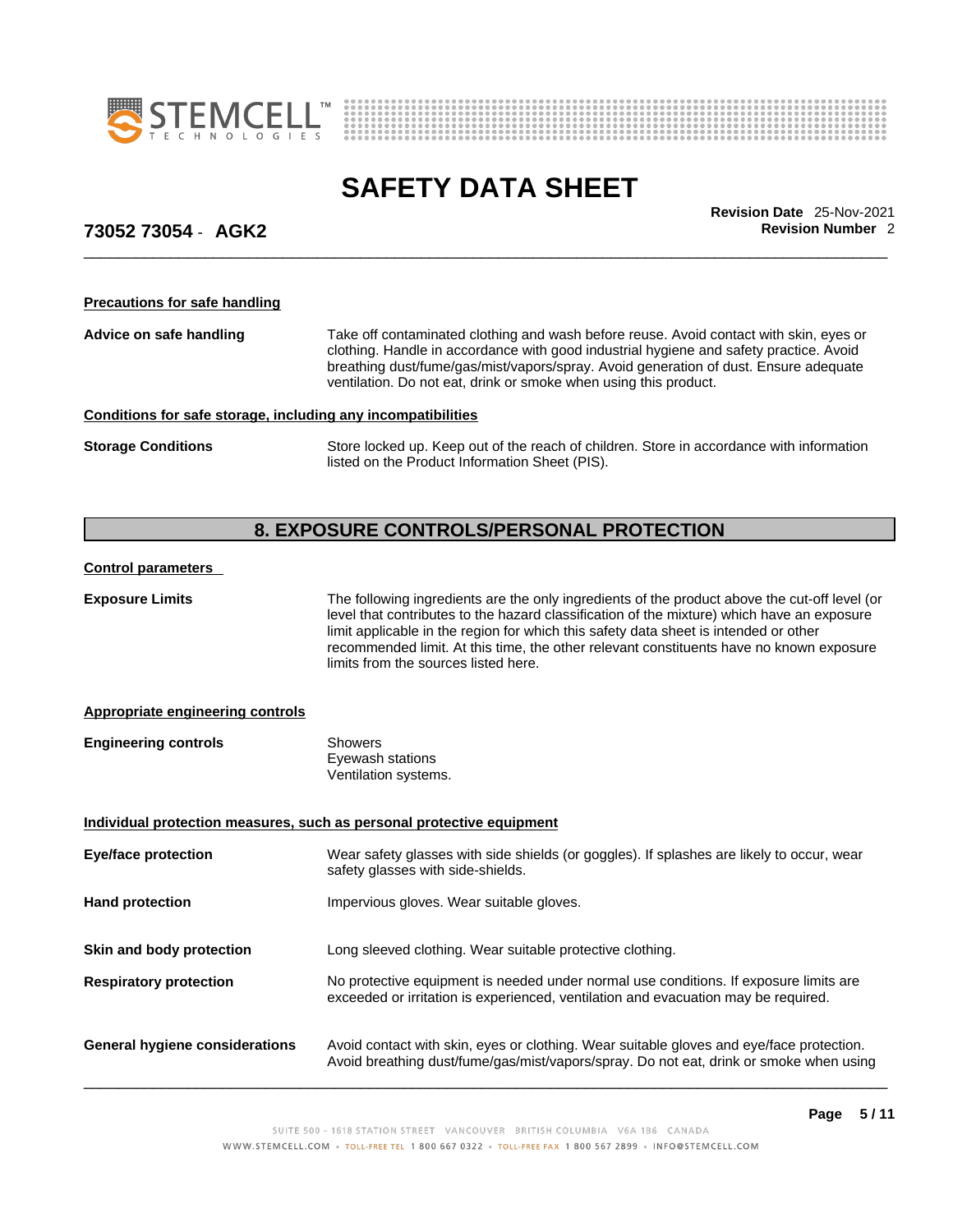### Precautions for safe handling

**Advice on safe handling**

Take off contaminated clothing and wash before reuse. Avoid contact with skin, eyes or clothing. Handle in accordance with good industrial hygiene and safety practice. Avoid breathing dust/fume/gas/mist/vapors/spray. Avoid generation of dust. Ensure adequate ventilation. Do not eat, drink or smoke when using this product.

### Conditions for safe storage, including any incompatibilities

**Storage Conditions**

Store locked up. Keep out of the reach of children. Store in accordance with information listed on the Product Information Sheet (PIS).

## 8. EXPOSURE CONTROLS/PERSONAL PROTECTION

### Control parameters

**Exposure Limits**

The following ingredients are the only ingredients of the product above the cut-off level (or level that contributes to the hazard classification of the mixture) which have an exposure limit applicable in the region for which this safety data sheet is intended or other recommended limit. At this time, the other relevant constituents have no known exposure limits from the sources listed here.

### Appropriate engineering controls

**Engineering controls**

Showers
Eyewash stations
Ventilation systems.

### Individual protection measures, such as personal protective equipment

**Eye/face protection**

Wear safety glasses with side shields (or goggles). If splashes are likely to occur, wear safety glasses with side-shields.

**Hand protection**

Impervious gloves. Wear suitable gloves.

**Skin and body protection**

Long sleeved clothing. Wear suitable protective clothing.

**Respiratory protection**

No protective equipment is needed under normal use conditions. If exposure limits are exceeded or irritation is experienced, ventilation and evacuation may be required.

**General hygiene considerations**

Avoid contact with skin, eyes or clothing. Wear suitable gloves and eye/face protection. Avoid breathing dust/fume/gas/mist/vapors/spray. Do not eat, drink or smoke when using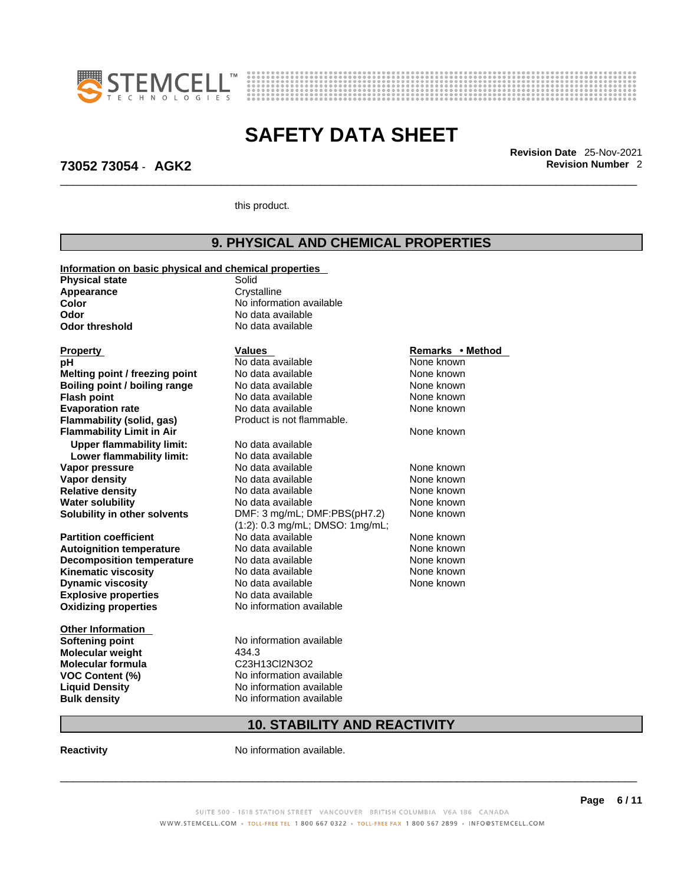this product.

## 9. PHYSICAL AND CHEMICAL PROPERTIES

**Information on basic physical and chemical properties**

| | |
|---|---|
| **Physical state** | Solid |
| **Appearance** | Crystalline |
| **Color** | No information available |
| **Odor** | No data available |
| **Odor threshold** | No data available |

| Property | Values | Remarks • Method |
|---|---|---|
| **pH** | No data available | None known |
| **Melting point / freezing point** | No data available | None known |
| **Boiling point / boiling range** | No data available | None known |
| **Flash point** | No data available | None known |
| **Evaporation rate** | No data available | None known |
| **Flammability (solid, gas)** | Product is not flammable. | |
| **Flammability Limit in Air** | | None known |
| **Upper flammability limit:** | No data available | |
| **Lower flammability limit:** | No data available | |
| **Vapor pressure** | No data available | None known |
| **Vapor density** | No data available | None known |
| **Relative density** | No data available | None known |
| **Water solubility** | No data available | None known |
| **Solubility in other solvents** | DMF: 3 mg/mL; DMF:PBS(pH7.2) (1:2): 0.3 mg/mL; DMSO: 1mg/mL; | None known |
| **Partition coefficient** | No data available | None known |
| **Autoignition temperature** | No data available | None known |
| **Decomposition temperature** | No data available | None known |
| **Kinematic viscosity** | No data available | None known |
| **Dynamic viscosity** | No data available | None known |
| **Explosive properties** | No data available | |
| **Oxidizing properties** | No information available | |

**Other Information**

| | |
|---|---|
| **Softening point** | No information available |
| **Molecular weight** | 434.3 |
| **Molecular formula** | $C_{23}H_{13}Cl_2N_3O_2$ |
| **VOC Content (%)** | No information available |
| **Liquid Density** | No information available |
| **Bulk density** | No information available |

## 10. STABILITY AND REACTIVITY

**Reactivity** No information available.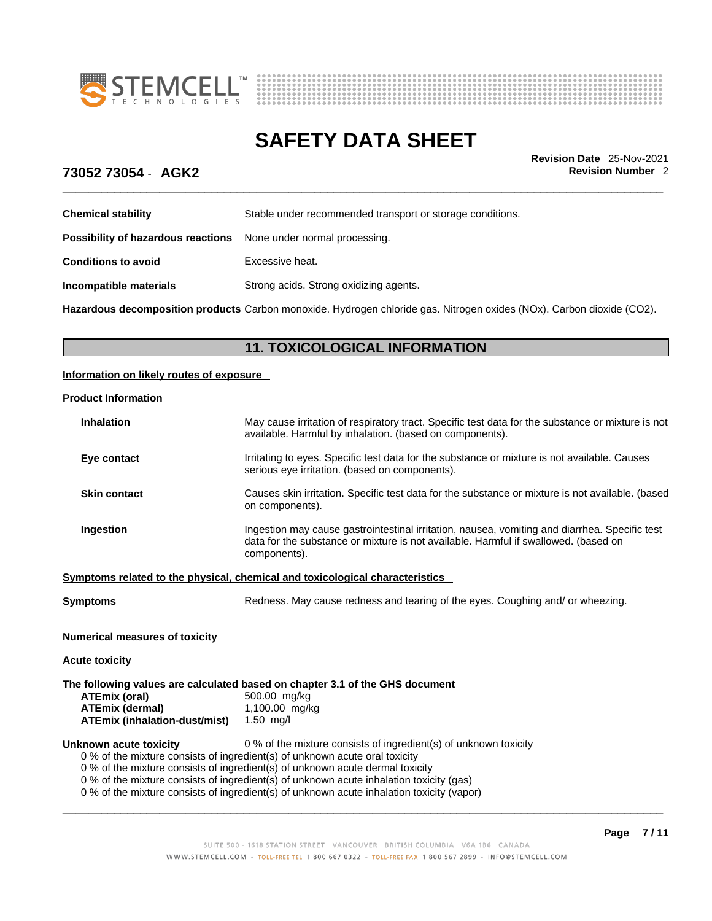| | |
|---|---|
| **Chemical stability** | Stable under recommended transport or storage conditions. |
| **Possibility of hazardous reactions** | None under normal processing. |
| **Conditions to avoid** | Excessive heat. |
| **Incompatible materials** | Strong acids. Strong oxidizing agents. |
| **Hazardous decomposition products** | Carbon monoxide. Hydrogen chloride gas. Nitrogen oxides (NOx). Carbon dioxide ($CO_2$). |

## 11. TOXICOLOGICAL INFORMATION

**Information on likely routes of exposure**

**Product Information**

| | |
|---|---|
| **Inhalation** | May cause irritation of respiratory tract. Specific test data for the substance or mixture is not available. Harmful by inhalation. (based on components). |
| **Eye contact** | Irritating to eyes. Specific test data for the substance or mixture is not available. Causes serious eye irritation. (based on components). |
| **Skin contact** | Causes skin irritation. Specific test data for the substance or mixture is not available. (based on components). |
| **Ingestion** | Ingestion may cause gastrointestinal irritation, nausea, vomiting and diarrhea. Specific test data for the substance or mixture is not available. Harmful if swallowed. (based on components). |

**Symptoms related to the physical, chemical and toxicological characteristics**

**Symptoms** Redness. May cause redness and tearing of the eyes. Coughing and/ or wheezing.

**Numerical measures of toxicity**

**Acute toxicity**

**The following values are calculated based on chapter 3.1 of the GHS document**

| | |
|---|---|
| **ATEmix (oral)** | 500.00 mg/kg |
| **ATEmix (dermal)** | 1,100.00 mg/kg |
| **ATEmix (inhalation-dust/mist)** | 1.50 mg/l |

**Unknown acute toxicity** 0 % of the mixture consists of ingredient(s) of unknown toxicity

0 % of the mixture consists of ingredient(s) of unknown acute oral toxicity
0 % of the mixture consists of ingredient(s) of unknown acute dermal toxicity
0 % of the mixture consists of ingredient(s) of unknown acute inhalation toxicity (gas)
0 % of the mixture consists of ingredient(s) of unknown acute inhalation toxicity (vapor)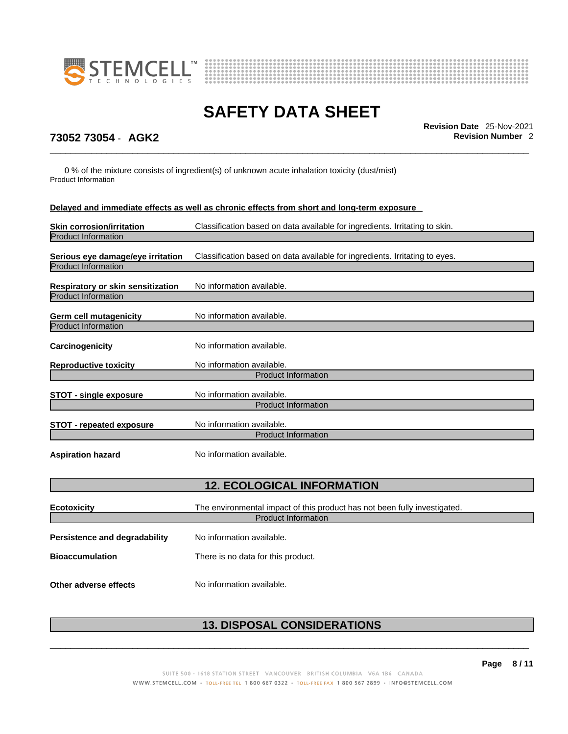0 % of the mixture consists of ingredient(s) of unknown acute inhalation toxicity (dust/mist)

Product Information

**Delayed and immediate effects as well as chronic effects from short and long-term exposure**

**Skin corrosion/irritation** Classification based on data available for ingredients. Irritating to skin.

Product Information

**Serious eye damage/eye irritation** Classification based on data available for ingredients. Irritating to eyes.

Product Information

**Respiratory or skin sensitization** No information available.

Product Information

**Germ cell mutagenicity** No information available.

Product Information

**Carcinogenicity** No information available.

**Reproductive toxicity** No information available.

Product Information

**STOT - single exposure** No information available.

Product Information

**STOT - repeated exposure** No information available.

Product Information

**Aspiration hazard** No information available.

## 12. ECOLOGICAL INFORMATION

**Ecotoxicity** The environmental impact of this product has not been fully investigated.

Product Information

**Persistence and degradability** No information available.

**Bioaccumulation** There is no data for this product.

**Other adverse effects** No information available.

## 13. DISPOSAL CONSIDERATIONS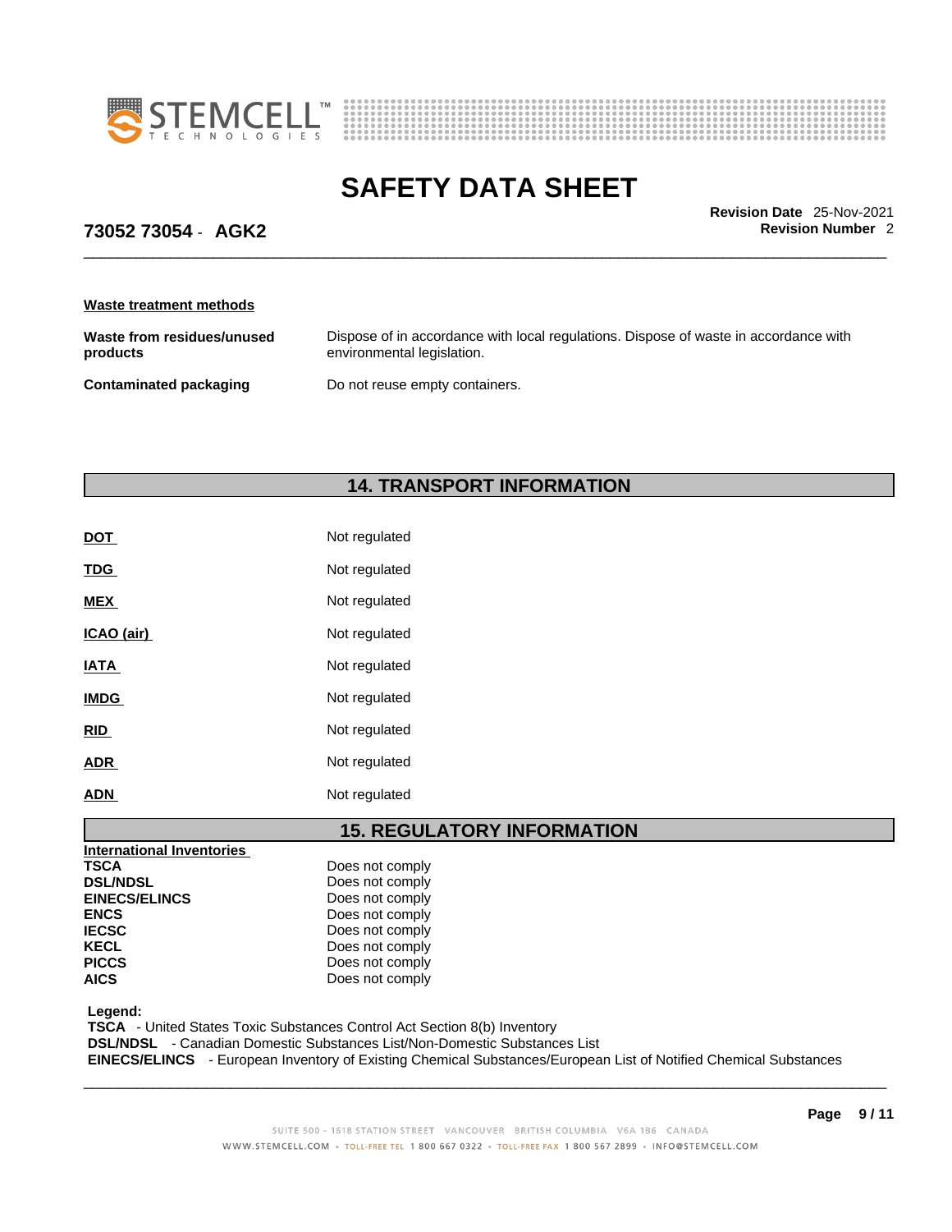#### Waste treatment methods

| | |
|---|---|
| **Waste from residues/unused products** | Dispose of in accordance with local regulations. Dispose of waste in accordance with environmental legislation. |
| **Contaminated packaging** | Do not reuse empty containers. |

## 14. TRANSPORT INFORMATION

| | |
|---|---|
| **DOT** | Not regulated |
| **TDG** | Not regulated |
| **MEX** | Not regulated |
| **ICAO (air)** | Not regulated |
| **IATA** | Not regulated |
| **IMDG** | Not regulated |
| **RID** | Not regulated |
| **ADR** | Not regulated |
| **ADN** | Not regulated |

## 15. REGULATORY INFORMATION

**International Inventories**

| | |
|---|---|
| **TSCA** | Does not comply |
| **DSL/NDSL** | Does not comply |
| **EINECS/ELINCS** | Does not comply |
| **ENCS** | Does not comply |
| **IECSC** | Does not comply |
| **KECL** | Does not comply |
| **PICCS** | Does not comply |
| **AICS** | Does not comply |

**Legend:**

**TSCA** - United States Toxic Substances Control Act Section 8(b) Inventory
**DSL/NDSL** - Canadian Domestic Substances List/Non-Domestic Substances List
**EINECS/ELINCS** - European Inventory of Existing Chemical Substances/European List of Notified Chemical Substances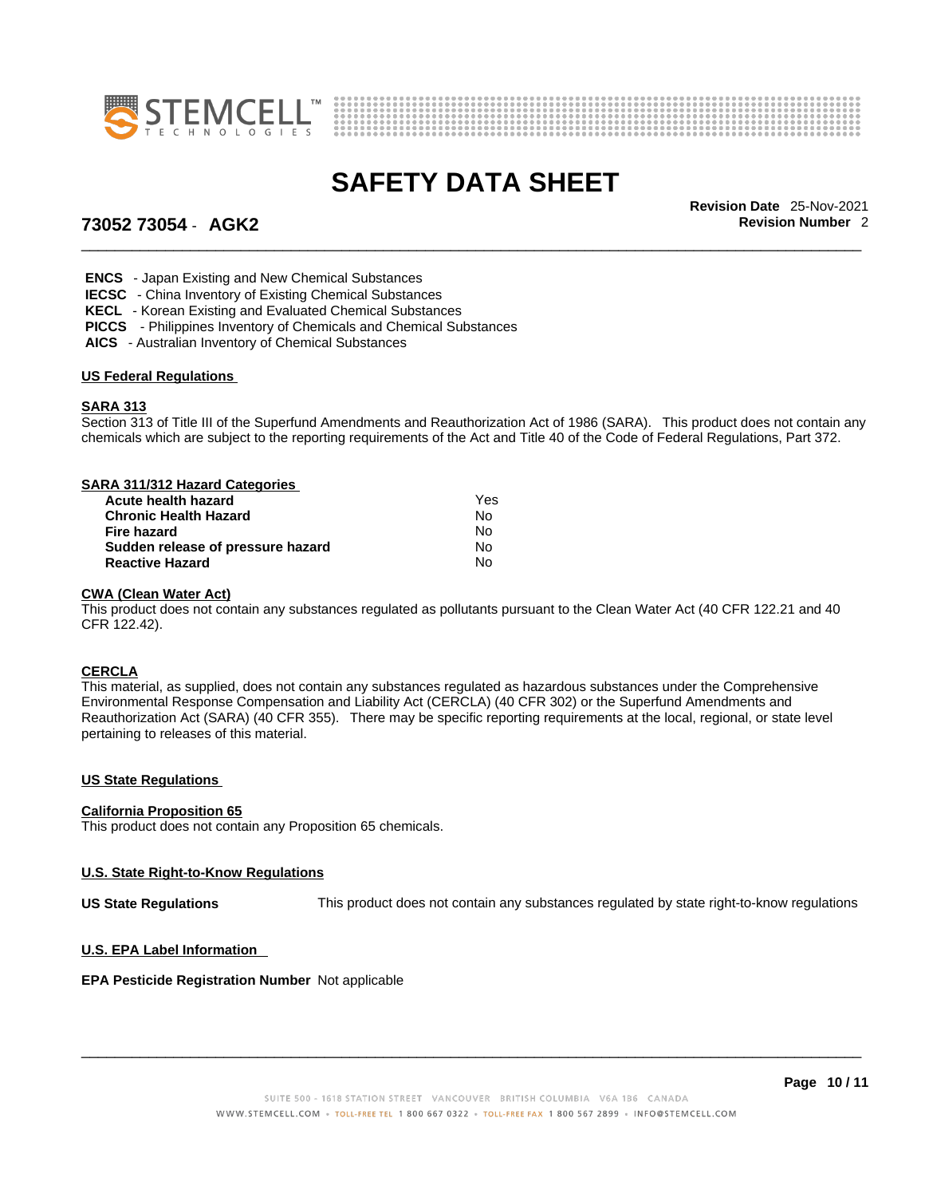**ENCS** - Japan Existing and New Chemical Substances
**IECSC** - China Inventory of Existing Chemical Substances
**KECL** - Korean Existing and Evaluated Chemical Substances
**PICCS** - Philippines Inventory of Chemicals and Chemical Substances
**AICS** - Australian Inventory of Chemical Substances

## US Federal Regulations

### SARA 313

Section 313 of Title III of the Superfund Amendments and Reauthorization Act of 1986 (SARA). This product does not contain any chemicals which are subject to the reporting requirements of the Act and Title 40 of the Code of Federal Regulations, Part 372.

### SARA 311/312 Hazard Categories

| | |
|---|---|
| **Acute health hazard** | Yes |
| **Chronic Health Hazard** | No |
| **Fire hazard** | No |
| **Sudden release of pressure hazard** | No |
| **Reactive Hazard** | No |

### CWA (Clean Water Act)

This product does not contain any substances regulated as pollutants pursuant to the Clean Water Act (40 CFR 122.21 and 40 CFR 122.42).

### CERCLA

This material, as supplied, does not contain any substances regulated as hazardous substances under the Comprehensive Environmental Response Compensation and Liability Act (CERCLA) (40 CFR 302) or the Superfund Amendments and Reauthorization Act (SARA) (40 CFR 355). There may be specific reporting requirements at the local, regional, or state level pertaining to releases of this material.

## US State Regulations

### California Proposition 65

This product does not contain any Proposition 65 chemicals.

### U.S. State Right-to-Know Regulations

**US State Regulations** This product does not contain any substances regulated by state right-to-know regulations

### U.S. EPA Label Information

**EPA Pesticide Registration Number** Not applicable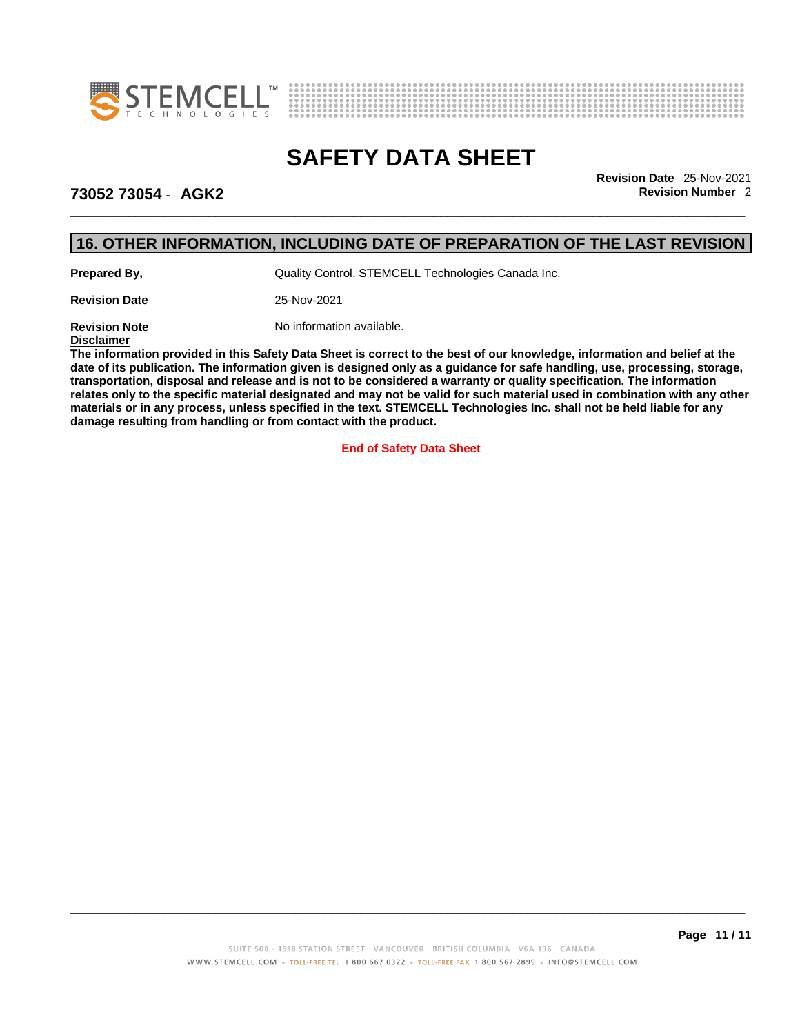## 16. OTHER INFORMATION, INCLUDING DATE OF PREPARATION OF THE LAST REVISION

**Prepared By,** Quality Control. STEMCELL Technologies Canada Inc.

**Revision Date** 25-Nov-2021

**Revision Note** No information available.

**Disclaimer**

**The information provided in this Safety Data Sheet is correct to the best of our knowledge, information and belief at the date of its publication. The information given is designed only as a guidance for safe handling, use, processing, storage, transportation, disposal and release and is not to be considered a warranty or quality specification. The information relates only to the specific material designated and may not be valid for such material used in combination with any other materials or in any process, unless specified in the text. STEMCELL Technologies Inc. shall not be held liable for any damage resulting from handling or from contact with the product.**

**End of Safety Data Sheet**